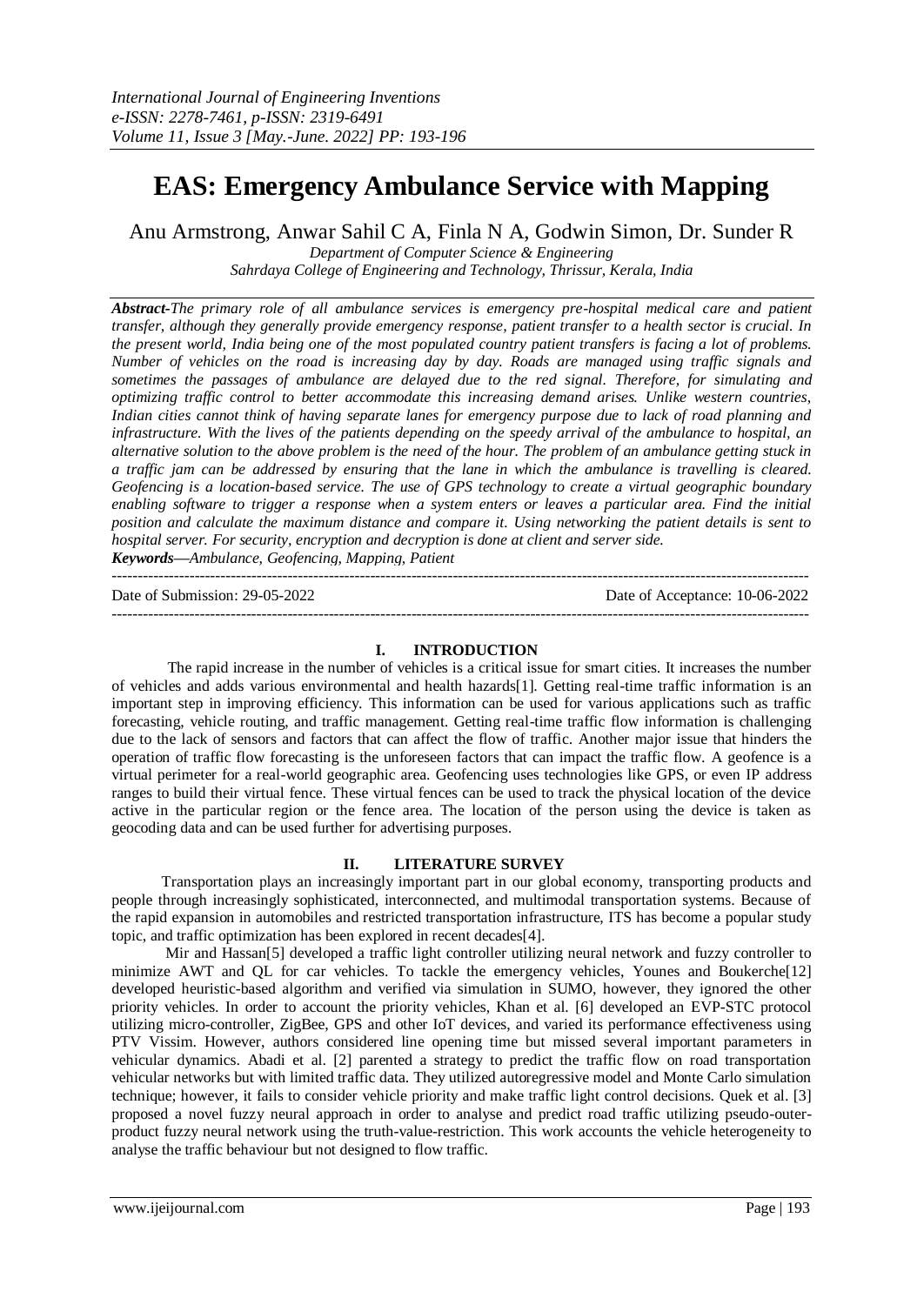# EAS: Emergency Ambulance Service with Mapping

Anu Armstrong, Anwar Sahil C A, Finla N A, Godwin Simon, Dr. Sunder R

*Department of Computer Science & Engineering*
*Sahrdaya College of Engineering and Technology, Thrissur, Kerala, India*

***Abstract-****The primary role of all ambulance services is emergency pre-hospital medical care and patient transfer, although they generally provide emergency response, patient transfer to a health sector is crucial. In the present world, India being one of the most populated country patient transfers is facing a lot of problems. Number of vehicles on the road is increasing day by day. Roads are managed using traffic signals and sometimes the passages of ambulance are delayed due to the red signal. Therefore, for simulating and optimizing traffic control to better accommodate this increasing demand arises. Unlike western countries, Indian cities cannot think of having separate lanes for emergency purpose due to lack of road planning and infrastructure. With the lives of the patients depending on the speedy arrival of the ambulance to hospital, an alternative solution to the above problem is the need of the hour. The problem of an ambulance getting stuck in a traffic jam can be addressed by ensuring that the lane in which the ambulance is travelling is cleared. Geofencing is a location-based service. The use of GPS technology to create a virtual geographic boundary enabling software to trigger a response when a system enters or leaves a particular area. Find the initial position and calculate the maximum distance and compare it. Using networking the patient details is sent to hospital server. For security, encryption and decryption is done at client and server side.*

***Keywords—****Ambulance, Geofencing, Mapping, Patient*

---

Date of Submission: 29-05-2022 | Date of Acceptance: 10-06-2022

---

## I. INTRODUCTION

The rapid increase in the number of vehicles is a critical issue for smart cities. It increases the number of vehicles and adds various environmental and health hazards[1]. Getting real-time traffic information is an important step in improving efficiency. This information can be used for various applications such as traffic forecasting, vehicle routing, and traffic management. Getting real-time traffic flow information is challenging due to the lack of sensors and factors that can affect the flow of traffic. Another major issue that hinders the operation of traffic flow forecasting is the unforeseen factors that can impact the traffic flow. A geofence is a virtual perimeter for a real-world geographic area. Geofencing uses technologies like GPS, or even IP address ranges to build their virtual fence. These virtual fences can be used to track the physical location of the device active in the particular region or the fence area. The location of the person using the device is taken as geocoding data and can be used further for advertising purposes.

## II. LITERATURE SURVEY

Transportation plays an increasingly important part in our global economy, transporting products and people through increasingly sophisticated, interconnected, and multimodal transportation systems. Because of the rapid expansion in automobiles and restricted transportation infrastructure, ITS has become a popular study topic, and traffic optimization has been explored in recent decades[4].

Mir and Hassan[5] developed a traffic light controller utilizing neural network and fuzzy controller to minimize AWT and QL for car vehicles. To tackle the emergency vehicles, Younes and Boukerche[12] developed heuristic-based algorithm and verified via simulation in SUMO, however, they ignored the other priority vehicles. In order to account the priority vehicles, Khan et al. [6] developed an EVP-STC protocol utilizing micro-controller, ZigBee, GPS and other IoT devices, and varied its performance effectiveness using PTV Vissim. However, authors considered line opening time but missed several important parameters in vehicular dynamics. Abadi et al. [2] parented a strategy to predict the traffic flow on road transportation vehicular networks but with limited traffic data. They utilized autoregressive model and Monte Carlo simulation technique; however, it fails to consider vehicle priority and make traffic light control decisions. Quek et al. [3] proposed a novel fuzzy neural approach in order to analyse and predict road traffic utilizing pseudo-outer-product fuzzy neural network using the truth-value-restriction. This work accounts the vehicle heterogeneity to analyse the traffic behaviour but not designed to flow traffic.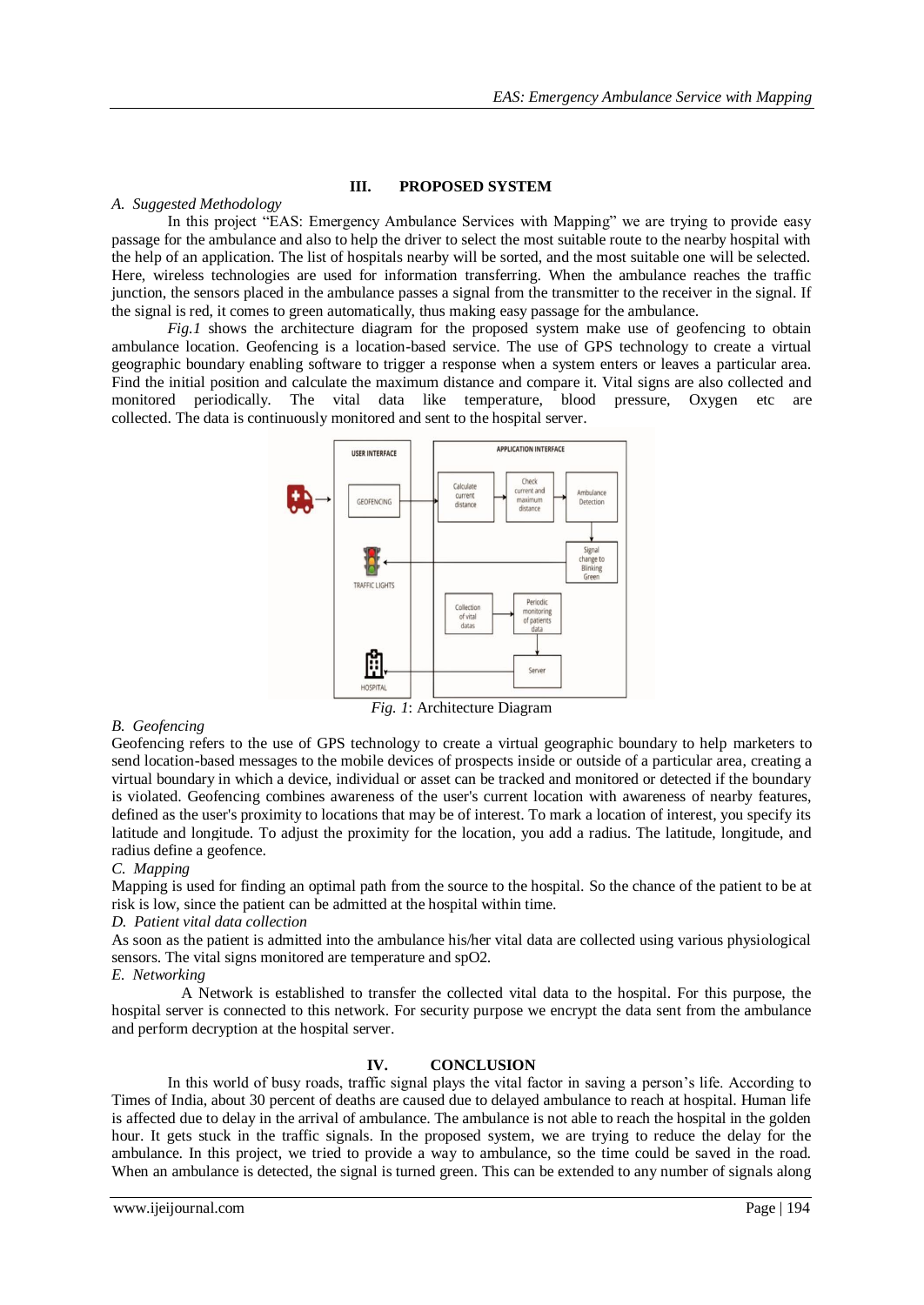## III. PROPOSED SYSTEM

### A. Suggested Methodology

In this project "EAS: Emergency Ambulance Services with Mapping" we are trying to provide easy passage for the ambulance and also to help the driver to select the most suitable route to the nearby hospital with the help of an application. The list of hospitals nearby will be sorted, and the most suitable one will be selected. Here, wireless technologies are used for information transferring. When the ambulance reaches the traffic junction, the sensors placed in the ambulance passes a signal from the transmitter to the receiver in the signal. If the signal is red, it comes to green automatically, thus making easy passage for the ambulance.

*Fig.1* shows the architecture diagram for the proposed system make use of geofencing to obtain ambulance location. Geofencing is a location-based service. The use of GPS technology to create a virtual geographic boundary enabling software to trigger a response when a system enters or leaves a particular area. Find the initial position and calculate the maximum distance and compare it. Vital signs are also collected and monitored periodically. The vital data like temperature, blood pressure, Oxygen etc are collected. The data is continuously monitored and sent to the hospital server.

*Fig. 1*: Architecture Diagram

### B. Geofencing

Geofencing refers to the use of GPS technology to create a virtual geographic boundary to help marketers to send location-based messages to the mobile devices of prospects inside or outside of a particular area, creating a virtual boundary in which a device, individual or asset can be tracked and monitored or detected if the boundary is violated. Geofencing combines awareness of the user's current location with awareness of nearby features, defined as the user's proximity to locations that may be of interest. To mark a location of interest, you specify its latitude and longitude. To adjust the proximity for the location, you add a radius. The latitude, longitude, and radius define a geofence.

### C. Mapping

Mapping is used for finding an optimal path from the source to the hospital. So the chance of the patient to be at risk is low, since the patient can be admitted at the hospital within time.

### D. Patient vital data collection

As soon as the patient is admitted into the ambulance his/her vital data are collected using various physiological sensors. The vital signs monitored are temperature and spO2.

### E. Networking

A Network is established to transfer the collected vital data to the hospital. For this purpose, the hospital server is connected to this network. For security purpose we encrypt the data sent from the ambulance and perform decryption at the hospital server.

## IV. CONCLUSION

In this world of busy roads, traffic signal plays the vital factor in saving a person's life. According to Times of India, about 30 percent of deaths are caused due to delayed ambulance to reach at hospital. Human life is affected due to delay in the arrival of ambulance. The ambulance is not able to reach the hospital in the golden hour. It gets stuck in the traffic signals. In the proposed system, we are trying to reduce the delay for the ambulance. In this project, we tried to provide a way to ambulance, so the time could be saved in the road. When an ambulance is detected, the signal is turned green. This can be extended to any number of signals along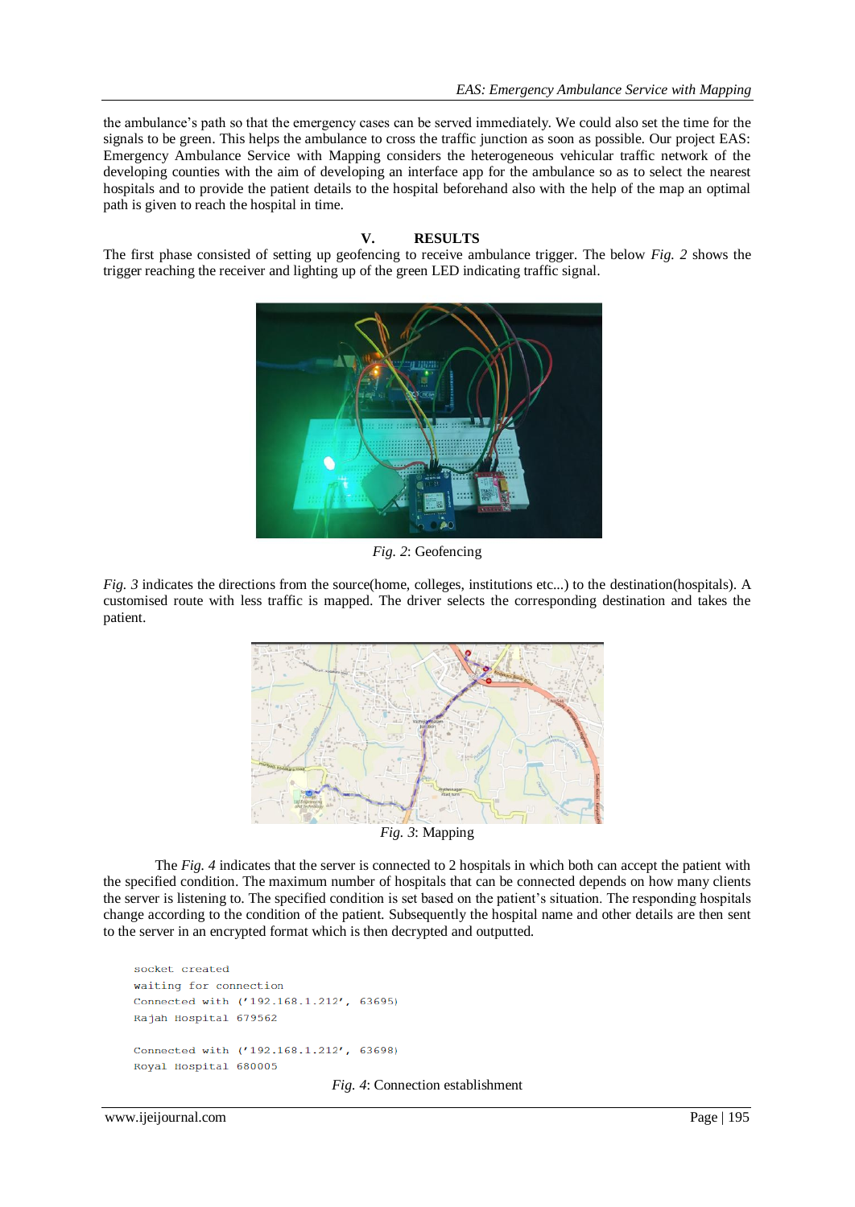the ambulance's path so that the emergency cases can be served immediately. We could also set the time for the signals to be green. This helps the ambulance to cross the traffic junction as soon as possible. Our project EAS: Emergency Ambulance Service with Mapping considers the heterogeneous vehicular traffic network of the developing counties with the aim of developing an interface app for the ambulance so as to select the nearest hospitals and to provide the patient details to the hospital beforehand also with the help of the map an optimal path is given to reach the hospital in time.

## V. RESULTS

The first phase consisted of setting up geofencing to receive ambulance trigger. The below *Fig. 2* shows the trigger reaching the receiver and lighting up of the green LED indicating traffic signal.

*Fig. 2*: Geofencing

*Fig. 3* indicates the directions from the source(home, colleges, institutions etc...) to the destination(hospitals). A customised route with less traffic is mapped. The driver selects the corresponding destination and takes the patient.

*Fig. 3*: Mapping

The *Fig. 4* indicates that the server is connected to 2 hospitals in which both can accept the patient with the specified condition. The maximum number of hospitals that can be connected depends on how many clients the server is listening to. The specified condition is set based on the patient's situation. The responding hospitals change according to the condition of the patient. Subsequently the hospital name and other details are then sent to the server in an encrypted format which is then decrypted and outputted.

```
socket created
waiting for connection
Connected with ('192.168.1.212', 63695)
Rajah Hospital 679562

Connected with ('192.168.1.212', 63698)
Royal Hospital 680005
```

*Fig. 4*: Connection establishment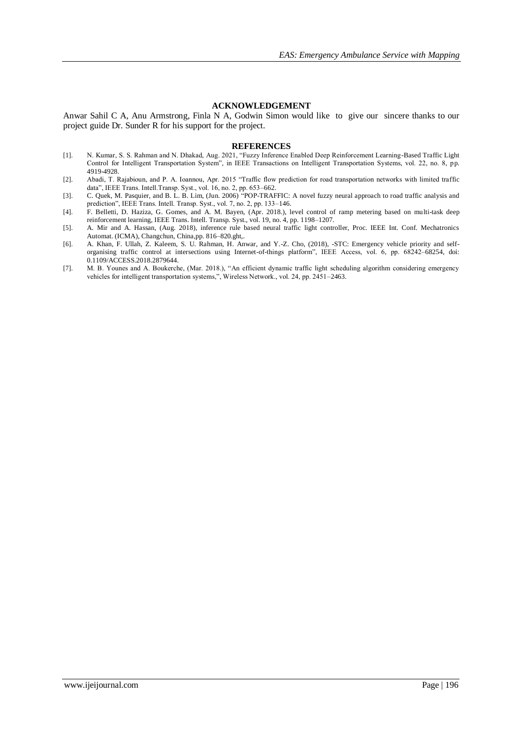## ACKNOWLEDGEMENT

Anwar Sahil C A, Anu Armstrong, Finla N A, Godwin Simon would like to give our sincere thanks to our project guide Dr. Sunder R for his support for the project.

## REFERENCES

[1]. N. Kumar, S. S. Rahman and N. Dhakad, Aug. 2021, "Fuzzy Inference Enabled Deep Reinforcement Learning-Based Traffic Light Control for Intelligent Transportation System", in IEEE Transactions on Intelligent Transportation Systems, vol. 22, no. 8, pp. 4919-4928.

[2]. Abadi, T. Rajabioun, and P. A. Ioannou, Apr. 2015 "Traffic flow prediction for road transportation networks with limited traffic data", IEEE Trans. Intell.Transp. Syst., vol. 16, no. 2, pp. 653–662.

[3]. C. Quek, M. Pasquier, and B. L. B. Lim, (Jun. 2006) "POP-TRAFFIC: A novel fuzzy neural approach to road traffic analysis and prediction", IEEE Trans. Intell. Transp. Syst., vol. 7, no. 2, pp. 133–146.

[4]. F. Belletti, D. Haziza, G. Gomes, and A. M. Bayen, (Apr. 2018.), level control of ramp metering based on multi-task deep reinforcement learning, IEEE Trans. Intell. Transp. Syst., vol. 19, no. 4, pp. 1198–1207.

[5]. A. Mir and A. Hassan, (Aug. 2018), inference rule based neural traffic light controller, Proc. IEEE Int. Conf. Mechatronics Automat. (ICMA), Changchun, China,pp. 816–820.ght,.

[6]. A. Khan, F. Ullah, Z. Kaleem, S. U. Rahman, H. Anwar, and Y.-Z. Cho, (2018), -STC: Emergency vehicle priority and self-organising traffic control at intersections using Internet-of-things platform", IEEE Access, vol. 6, pp. 68242–68254, doi: 0.1109/ACCESS.2018.2879644.

[7]. M. B. Younes and A. Boukerche, (Mar. 2018.), "An efficient dynamic traffic light scheduling algorithm considering emergency vehicles for intelligent transportation systems,", Wireless Network., vol. 24, pp. 2451–2463.